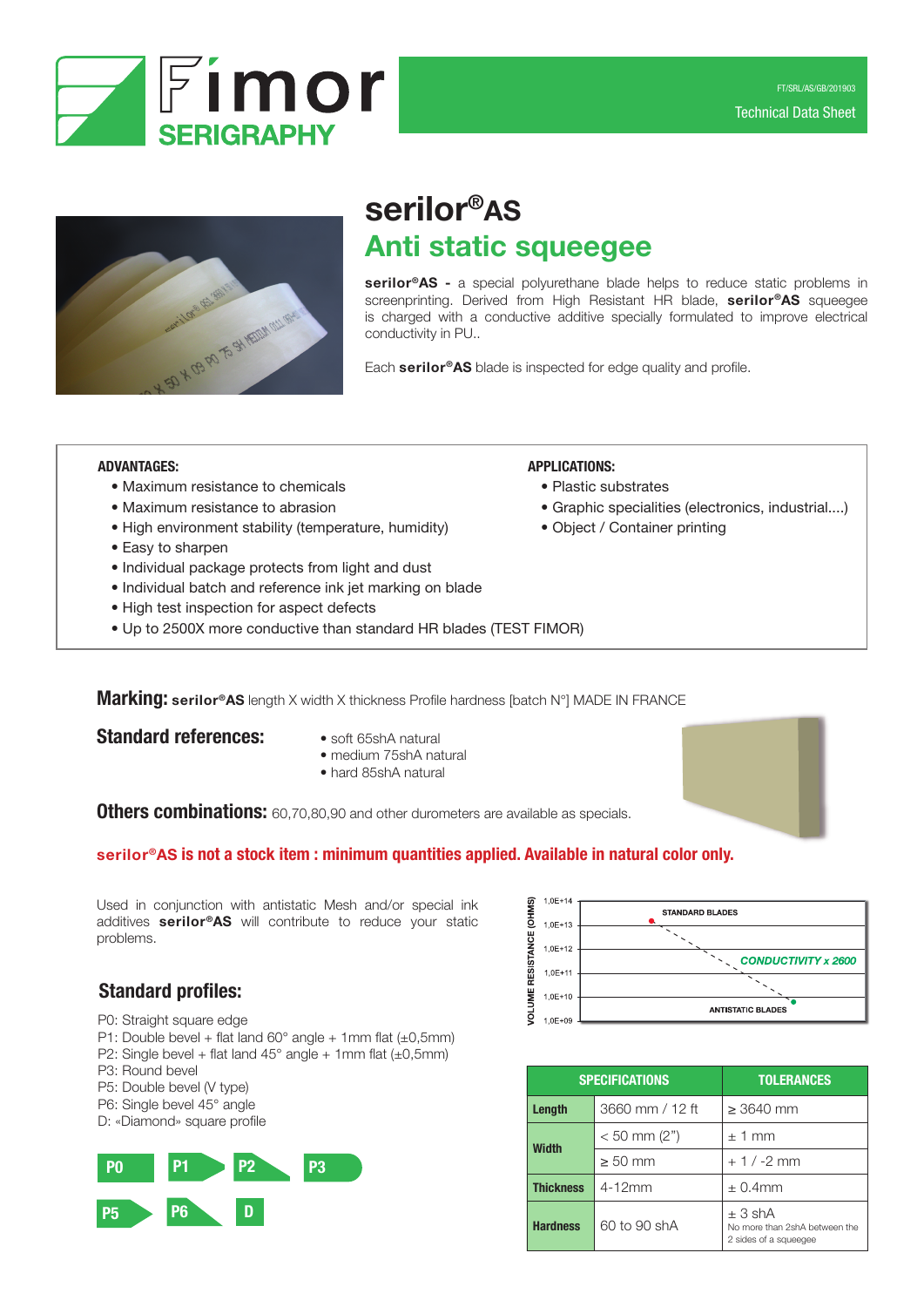Fimor SERIGRAPHY

FT/SRL/AS/GB/201903

Technical Data Sheet

# serilor®AS

## Anti static squeegee

**serilor®AS -** a special polyurethane blade helps to reduce static problems in screenprinting. Derived from High Resistant HR blade, **serilor®AS** squeegee is charged with a conductive additive specially formulated to improve electrical conductivity in PU..

Each **serilor®AS** blade is inspected for edge quality and profile.

**ADVANTAGES:**

- Maximum resistance to chemicals
- Maximum resistance to abrasion
- High environment stability (temperature, humidity)
- Easy to sharpen
- Individual package protects from light and dust
- Individual batch and reference ink jet marking on blade
- High test inspection for aspect defects
- Up to 2500X more conductive than standard HR blades (TEST FIMOR)

**APPLICATIONS:**

- Plastic substrates
- Graphic specialities (electronics, industrial....)
- Object / Container printing

**Marking:** **serilor®AS** length X width X thickness Profile hardness [batch N°] MADE IN FRANCE

**Standard references:**

- soft 65shA natural
- medium 75shA natural
- hard 85shA natural

**Others combinations:** 60,70,80,90 and other durometers are available as specials.

**serilor®AS is not a stock item : minimum quantities applied. Available in natural color only.**

Used in conjunction with antistatic Mesh and/or special ink additives **serilor®AS** will contribute to reduce your static problems.

VOLUME RESISTANCE (OHMS): 1,0E+14 / 1,0E+13 / 1,0E+12 / 1,0E+11 / 1,0E+10 / 1,0E+09

STANDARD BLADES — CONDUCTIVITY x 2600 — ANTISTATIC BLADES

## Standard profiles:

P0: Straight square edge
P1: Double bevel + flat land 60° angle + 1mm flat (±0,5mm)
P2: Single bevel + flat land 45° angle + 1mm flat (±0,5mm)
P3: Round bevel
P5: Double bevel (V type)
P6: Single bevel 45° angle
D: «Diamond» square profile

| SPECIFICATIONS | | TOLERANCES |
|---|---|---|
| Length | 3660 mm / 12 ft | ≥ 3640 mm |
| Width | < 50 mm (2") | ± 1 mm |
| | ≥ 50 mm | + 1 / -2 mm |
| Thickness | 4-12mm | ± 0.4mm |
| Hardness | 60 to 90 shA | ± 3 shA<br>No more than 2shA between the 2 sides of a squeegee |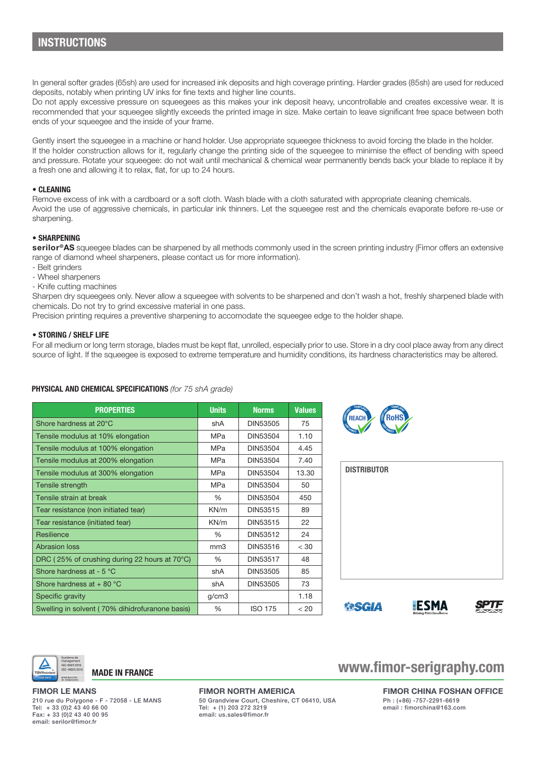## INSTRUCTIONS

In general softer grades (65sh) are used for increased ink deposits and high coverage printing. Harder grades (85sh) are used for reduced deposits, notably when printing UV inks for fine texts and higher line counts.
Do not apply excessive pressure on squeegees as this makes your ink deposit heavy, uncontrollable and creates excessive wear. It is recommended that your squeegee slightly exceeds the printed image in size. Make certain to leave significant free space between both ends of your squeegee and the inside of your frame.

Gently insert the squeegee in a machine or hand holder. Use appropriate squeegee thickness to avoid forcing the blade in the holder.
If the holder construction allows for it, regularly change the printing side of the squeegee to minimise the effect of bending with speed and pressure. Rotate your squeegee: do not wait until mechanical & chemical wear permanently bends back your blade to replace it by a fresh one and allowing it to relax, flat, for up to 24 hours.

**• CLEANING**

Remove excess of ink with a cardboard or a soft cloth. Wash blade with a cloth saturated with appropriate cleaning chemicals.
Avoid the use of aggressive chemicals, in particular ink thinners. Let the squeegee rest and the chemicals evaporate before re-use or sharpening.

**• SHARPENING**

**serilor®AS** squeegee blades can be sharpened by all methods commonly used in the screen printing industry (Fimor offers an extensive range of diamond wheel sharpeners, please contact us for more information).
- Belt grinders
- Wheel sharpeners
- Knife cutting machines

Sharpen dry squeegees only. Never allow a squeegee with solvents to be sharpened and don't wash a hot, freshly sharpened blade with chemicals. Do not try to grind excessive material in one pass.
Precision printing requires a preventive sharpening to accomodate the squeegee edge to the holder shape.

**• STORING / SHELF LIFE**

For all medium or long term storage, blades must be kept flat, unrolled, especially prior to use. Store in a dry cool place away from any direct source of light. If the squeegee is exposed to extreme temperature and humidity conditions, its hardness characteristics may be altered.

**PHYSICAL AND CHEMICAL SPECIFICATIONS** *(for 75 shA grade)*

| PROPERTIES | Units | Norms | Values |
|---|---|---|---|
| Shore hardness at 20°C | shA | DIN53505 | 75 |
| Tensile modulus at 10% elongation | MPa | DIN53504 | 1.10 |
| Tensile modulus at 100% elongation | MPa | DIN53504 | 4.45 |
| Tensile modulus at 200% elongation | MPa | DIN53504 | 7.40 |
| Tensile modulus at 300% elongation | MPa | DIN53504 | 13.30 |
| Tensile strength | MPa | DIN53504 | 50 |
| Tensile strain at break | % | DIN53504 | 450 |
| Tear resistance (non initiated tear) | KN/m | DIN53515 | 89 |
| Tear resistance (initiated tear) | KN/m | DIN53515 | 22 |
| Resilience | % | DIN53512 | 24 |
| Abrasion loss | mm3 | DIN53516 | < 30 |
| DRC ( 25% of crushing during 22 hours at 70°C) | % | DIN53517 | 48 |
| Shore hardness at - 5 °C | shA | DIN53505 | 85 |
| Shore hardness at + 80 °C | shA | DIN53505 | 73 |
| Specific gravity | g/cm3 | | 1.18 |
| Swelling in solvent ( 70% dihidrofuranone basis) | % | ISO 175 | < 20 |

REACH COMPLIANT · RoHS COMPLIANT

**DISTRIBUTOR**

SGIA · ESMA Driving Print Excellence · SPTF

**MADE IN FRANCE**

**www.fimor-serigraphy.com**

**FIMOR LE MANS**
210 rue du Polygone - F - 72058 - LE MANS
Tel: + 33 (0)2 43 40 66 00
Fax: + 33 (0)2 43 40 00 95
email: serilor@fimor.fr

**FIMOR NORTH AMERICA**
50 Grandview Court, Cheshire, CT 06410, USA
Tel: + (1) 203 272 3219
email: us.sales@fimor.fr

**FIMOR CHINA FOSHAN OFFICE**
Ph : (+86) -757-2291-6619
email : fimorchina@163.com